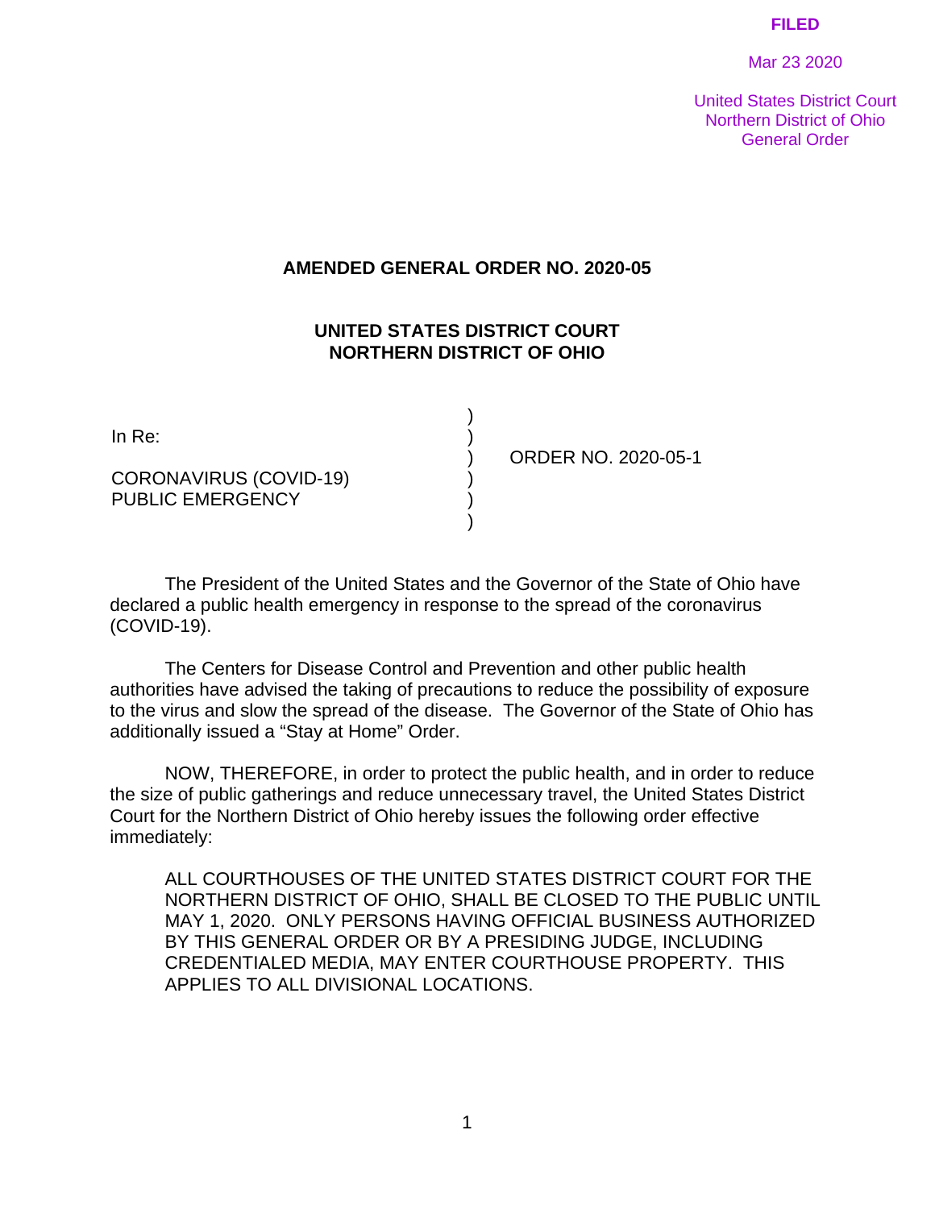FILED

Mar 23 2020

United States District Court
Northern District of Ohio
General Order

# AMENDED GENERAL ORDER NO. 2020-05

## UNITED STATES DISTRICT COURT
## NORTHERN DISTRICT OF OHIO

| | | |
|---|---|---|
| In Re: | ) | ORDER NO. 2020-05-1 |
| CORONAVIRUS (COVID-19) PUBLIC EMERGENCY | ) | |

The President of the United States and the Governor of the State of Ohio have declared a public health emergency in response to the spread of the coronavirus (COVID-19).

The Centers for Disease Control and Prevention and other public health authorities have advised the taking of precautions to reduce the possibility of exposure to the virus and slow the spread of the disease. The Governor of the State of Ohio has additionally issued a "Stay at Home" Order.

NOW, THEREFORE, in order to protect the public health, and in order to reduce the size of public gatherings and reduce unnecessary travel, the United States District Court for the Northern District of Ohio hereby issues the following order effective immediately:

> ALL COURTHOUSES OF THE UNITED STATES DISTRICT COURT FOR THE NORTHERN DISTRICT OF OHIO, SHALL BE CLOSED TO THE PUBLIC UNTIL MAY 1, 2020. ONLY PERSONS HAVING OFFICIAL BUSINESS AUTHORIZED BY THIS GENERAL ORDER OR BY A PRESIDING JUDGE, INCLUDING CREDENTIALED MEDIA, MAY ENTER COURTHOUSE PROPERTY. THIS APPLIES TO ALL DIVISIONAL LOCATIONS.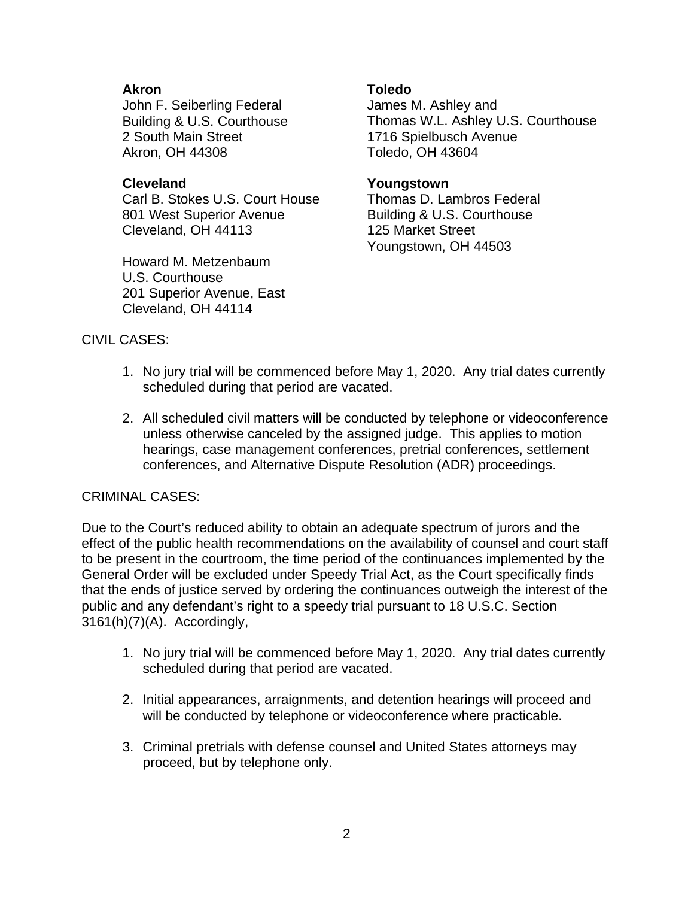**Akron**
John F. Seiberling Federal
Building & U.S. Courthouse
2 South Main Street
Akron, OH 44308

**Cleveland**
Carl B. Stokes U.S. Court House
801 West Superior Avenue
Cleveland, OH 44113

Howard M. Metzenbaum
U.S. Courthouse
201 Superior Avenue, East
Cleveland, OH 44114

**Toledo**
James M. Ashley and
Thomas W.L. Ashley U.S. Courthouse
1716 Spielbusch Avenue
Toledo, OH 43604

**Youngstown**
Thomas D. Lambros Federal
Building & U.S. Courthouse
125 Market Street
Youngstown, OH 44503

CIVIL CASES:

1. No jury trial will be commenced before May 1, 2020. Any trial dates currently scheduled during that period are vacated.

2. All scheduled civil matters will be conducted by telephone or videoconference unless otherwise canceled by the assigned judge. This applies to motion hearings, case management conferences, pretrial conferences, settlement conferences, and Alternative Dispute Resolution (ADR) proceedings.

CRIMINAL CASES:

Due to the Court's reduced ability to obtain an adequate spectrum of jurors and the effect of the public health recommendations on the availability of counsel and court staff to be present in the courtroom, the time period of the continuances implemented by the General Order will be excluded under Speedy Trial Act, as the Court specifically finds that the ends of justice served by ordering the continuances outweigh the interest of the public and any defendant's right to a speedy trial pursuant to 18 U.S.C. Section 3161(h)(7)(A). Accordingly,

1. No jury trial will be commenced before May 1, 2020. Any trial dates currently scheduled during that period are vacated.

2. Initial appearances, arraignments, and detention hearings will proceed and will be conducted by telephone or videoconference where practicable.

3. Criminal pretrials with defense counsel and United States attorneys may proceed, but by telephone only.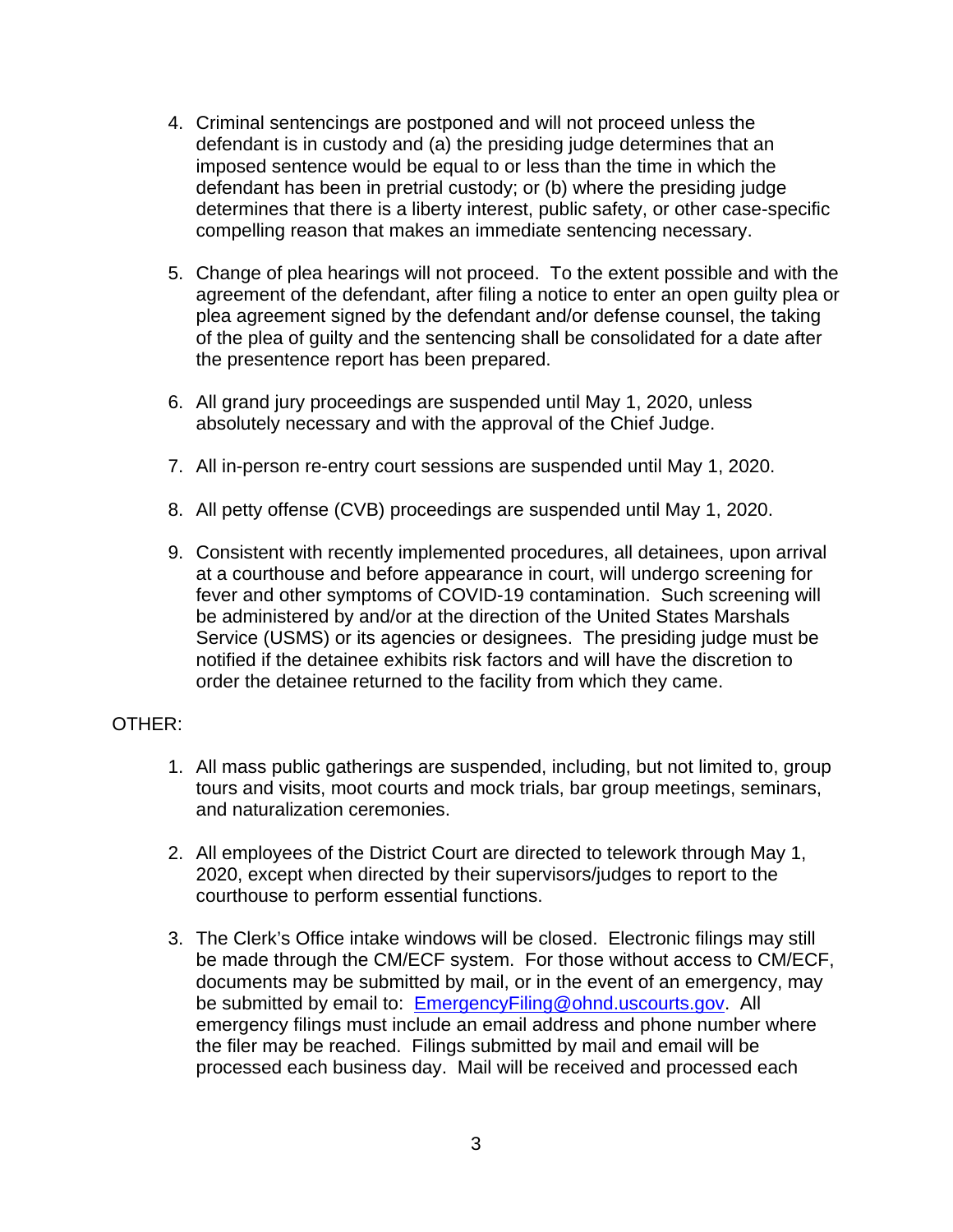4. Criminal sentencings are postponed and will not proceed unless the defendant is in custody and (a) the presiding judge determines that an imposed sentence would be equal to or less than the time in which the defendant has been in pretrial custody; or (b) where the presiding judge determines that there is a liberty interest, public safety, or other case-specific compelling reason that makes an immediate sentencing necessary.

5. Change of plea hearings will not proceed. To the extent possible and with the agreement of the defendant, after filing a notice to enter an open guilty plea or plea agreement signed by the defendant and/or defense counsel, the taking of the plea of guilty and the sentencing shall be consolidated for a date after the presentence report has been prepared.

6. All grand jury proceedings are suspended until May 1, 2020, unless absolutely necessary and with the approval of the Chief Judge.

7. All in-person re-entry court sessions are suspended until May 1, 2020.

8. All petty offense (CVB) proceedings are suspended until May 1, 2020.

9. Consistent with recently implemented procedures, all detainees, upon arrival at a courthouse and before appearance in court, will undergo screening for fever and other symptoms of COVID-19 contamination. Such screening will be administered by and/or at the direction of the United States Marshals Service (USMS) or its agencies or designees. The presiding judge must be notified if the detainee exhibits risk factors and will have the discretion to order the detainee returned to the facility from which they came.

OTHER:

1. All mass public gatherings are suspended, including, but not limited to, group tours and visits, moot courts and mock trials, bar group meetings, seminars, and naturalization ceremonies.

2. All employees of the District Court are directed to telework through May 1, 2020, except when directed by their supervisors/judges to report to the courthouse to perform essential functions.

3. The Clerk's Office intake windows will be closed. Electronic filings may still be made through the CM/ECF system. For those without access to CM/ECF, documents may be submitted by mail, or in the event of an emergency, may be submitted by email to: EmergencyFiling@ohnd.uscourts.gov. All emergency filings must include an email address and phone number where the filer may be reached. Filings submitted by mail and email will be processed each business day. Mail will be received and processed each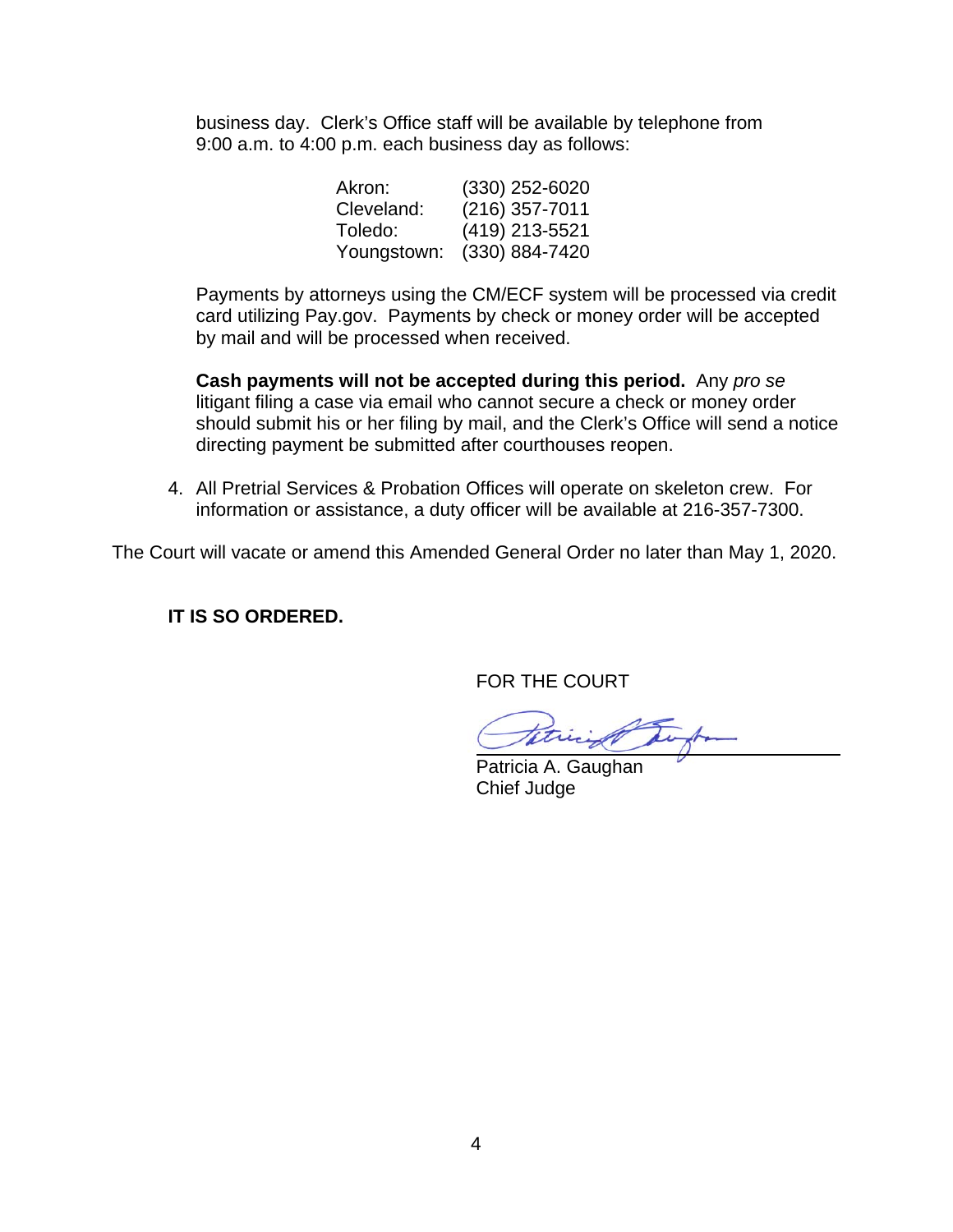business day. Clerk's Office staff will be available by telephone from 9:00 a.m. to 4:00 p.m. each business day as follows:

| | |
|---|---|
| Akron: | (330) 252-6020 |
| Cleveland: | (216) 357-7011 |
| Toledo: | (419) 213-5521 |
| Youngstown: | (330) 884-7420 |

Payments by attorneys using the CM/ECF system will be processed via credit card utilizing Pay.gov. Payments by check or money order will be accepted by mail and will be processed when received.

**Cash payments will not be accepted during this period.** Any *pro se* litigant filing a case via email who cannot secure a check or money order should submit his or her filing by mail, and the Clerk's Office will send a notice directing payment be submitted after courthouses reopen.

4. All Pretrial Services & Probation Offices will operate on skeleton crew. For information or assistance, a duty officer will be available at 216-357-7300.

The Court will vacate or amend this Amended General Order no later than May 1, 2020.

**IT IS SO ORDERED.**

FOR THE COURT

Patricia A. Gaughan
Chief Judge